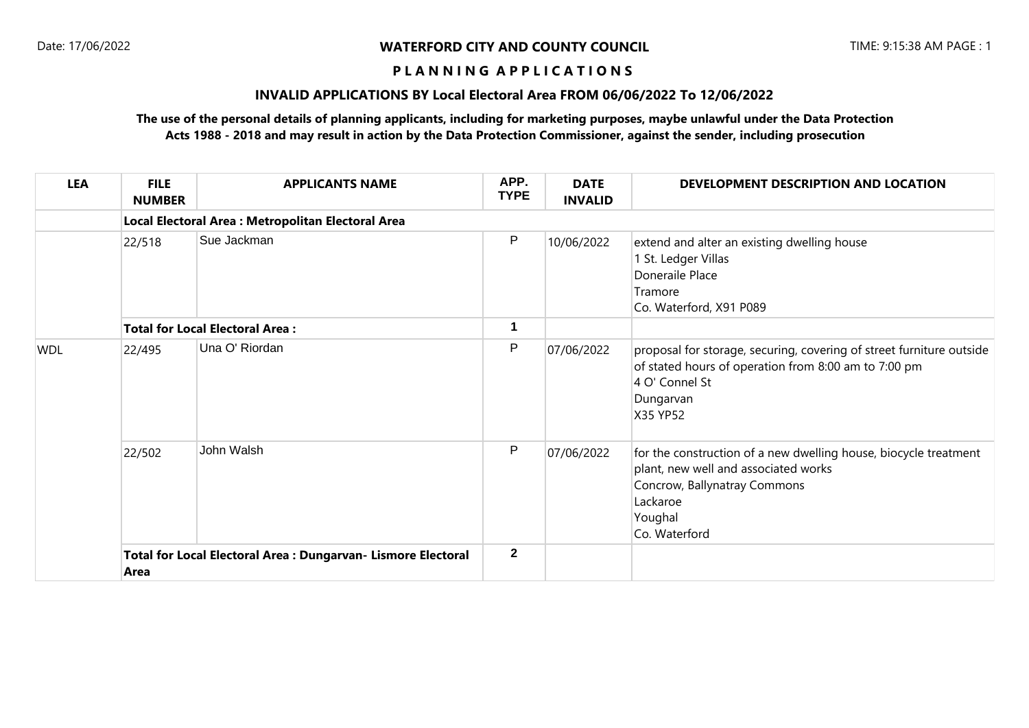Date: 17/06/2022

**WATERFORD CITY AND COUNTY COUNCIL**

TIME: 9:15:38 AM PAGE : 1

**P L A N N I N G A P P L I C A T I O N S**

**INVALID APPLICATIONS BY Local Electoral Area FROM 06/06/2022 To 12/06/2022**

**The use of the personal details of planning applicants, including for marketing purposes, maybe unlawful under the Data Protection Acts 1988 - 2018 and may result in action by the Data Protection Commissioner, against the sender, including prosecution**

| LEA | FILE NUMBER | APPLICANTS NAME | APP. TYPE | DATE INVALID | DEVELOPMENT DESCRIPTION AND LOCATION |
|---|---|---|---|---|---|
| | **Local Electoral Area : Metropolitan Electoral Area** | | | | |
| | 22/518 | Sue Jackman | P | 10/06/2022 | extend and alter an existing dwelling house<br>1 St. Ledger Villas<br>Doneraile Place<br>Tramore<br>Co. Waterford, X91 P089 |
| | **Total for Local Electoral Area :** | | 1 | | |
| WDL | 22/495 | Una O' Riordan | P | 07/06/2022 | proposal for storage, securing, covering of street furniture outside of stated hours of operation from 8:00 am to 7:00 pm<br>4 O' Connel St<br>Dungarvan<br>X35 YP52 |
| | 22/502 | John Walsh | P | 07/06/2022 | for the construction of a new dwelling house, biocycle treatment plant, new well and associated works<br>Concrow, Ballynatray Commons<br>Lackaroe<br>Youghal<br>Co. Waterford |
| | **Total for Local Electoral Area : Dungarvan- Lismore Electoral Area** | | 2 | | |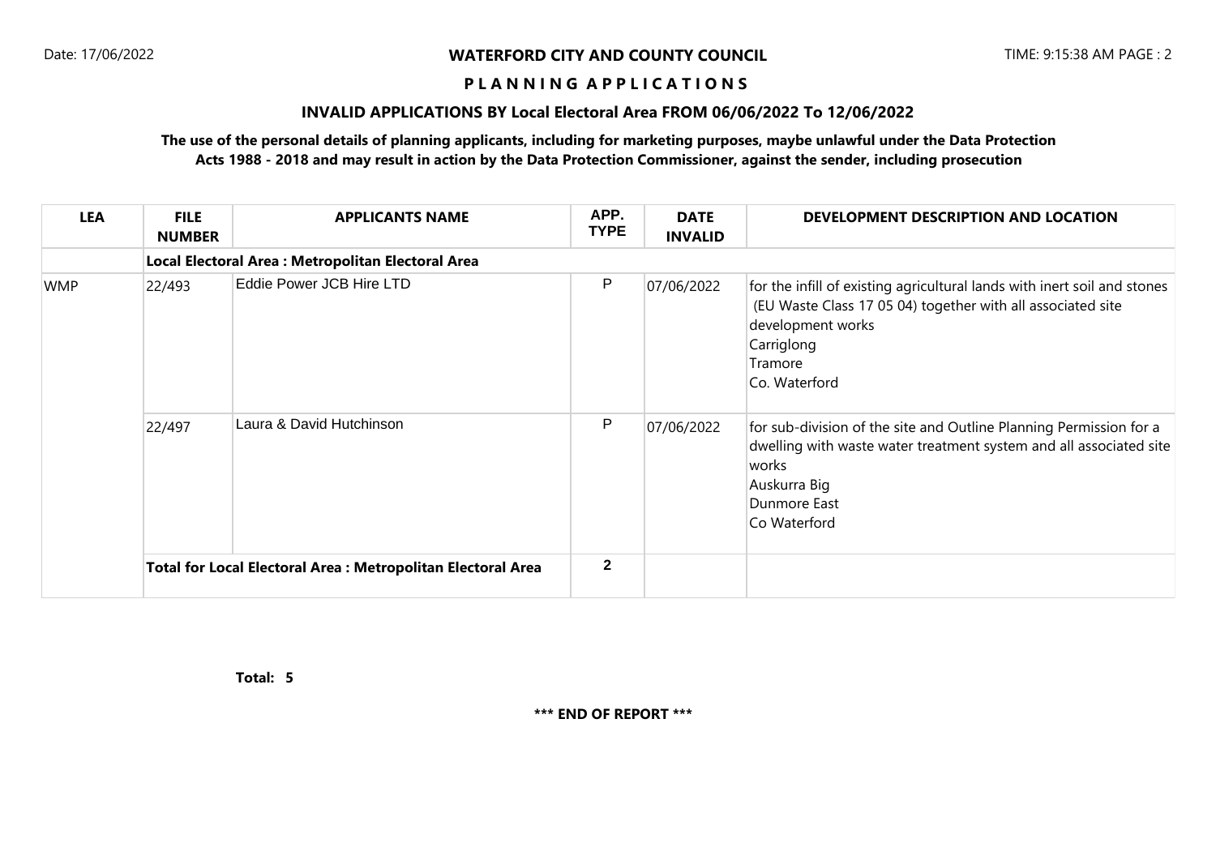**WATERFORD CITY AND COUNTY COUNCIL**

**P L A N N I N G A P P L I C A T I O N S**

**INVALID APPLICATIONS BY Local Electoral Area FROM 06/06/2022 To 12/06/2022**

**The use of the personal details of planning applicants, including for marketing purposes, maybe unlawful under the Data Protection Acts 1988 - 2018 and may result in action by the Data Protection Commissioner, against the sender, including prosecution**

| LEA | FILE NUMBER | APPLICANTS NAME | APP. TYPE | DATE INVALID | DEVELOPMENT DESCRIPTION AND LOCATION |
|---|---|---|---|---|---|
| | **Local Electoral Area : Metropolitan Electoral Area** | | | | |
| WMP | 22/493 | Eddie Power JCB Hire LTD | P | 07/06/2022 | for the infill of existing agricultural lands with inert soil and stones (EU Waste Class 17 05 04) together with all associated site development works<br>Carriglong<br>Tramore<br>Co. Waterford |
| | 22/497 | Laura & David Hutchinson | P | 07/06/2022 | for sub-division of the site and Outline Planning Permission for a dwelling with waste water treatment system and all associated site works<br>Auskurra Big<br>Dunmore East<br>Co Waterford |
| | **Total for Local Electoral Area : Metropolitan Electoral Area** | | **2** | | |

**Total: 5**

**\*\*\* END OF REPORT \*\*\***